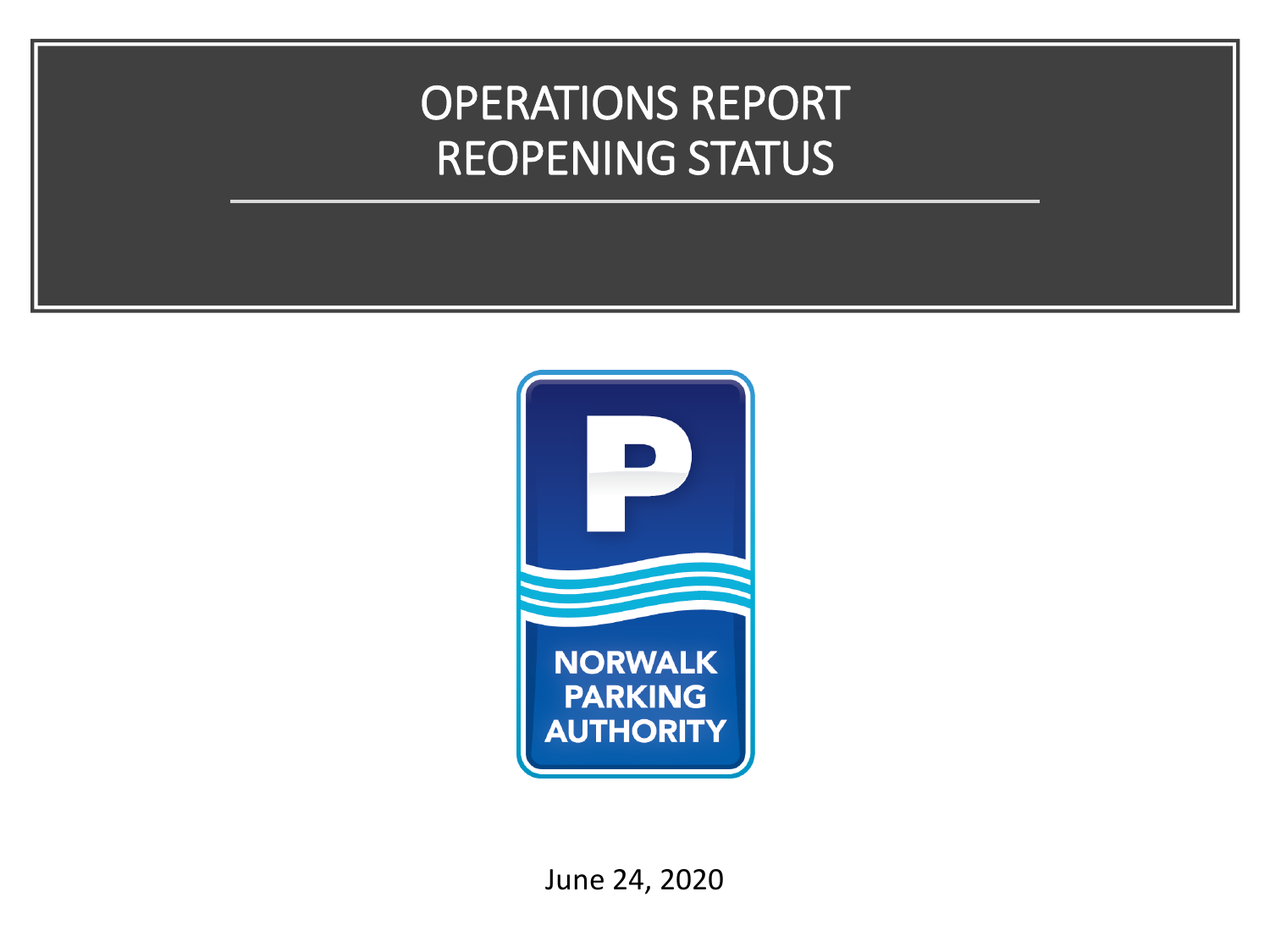# OPERATIONS REPORT
# REOPENING STATUS

NORWALK PARKING AUTHORITY

June 24, 2020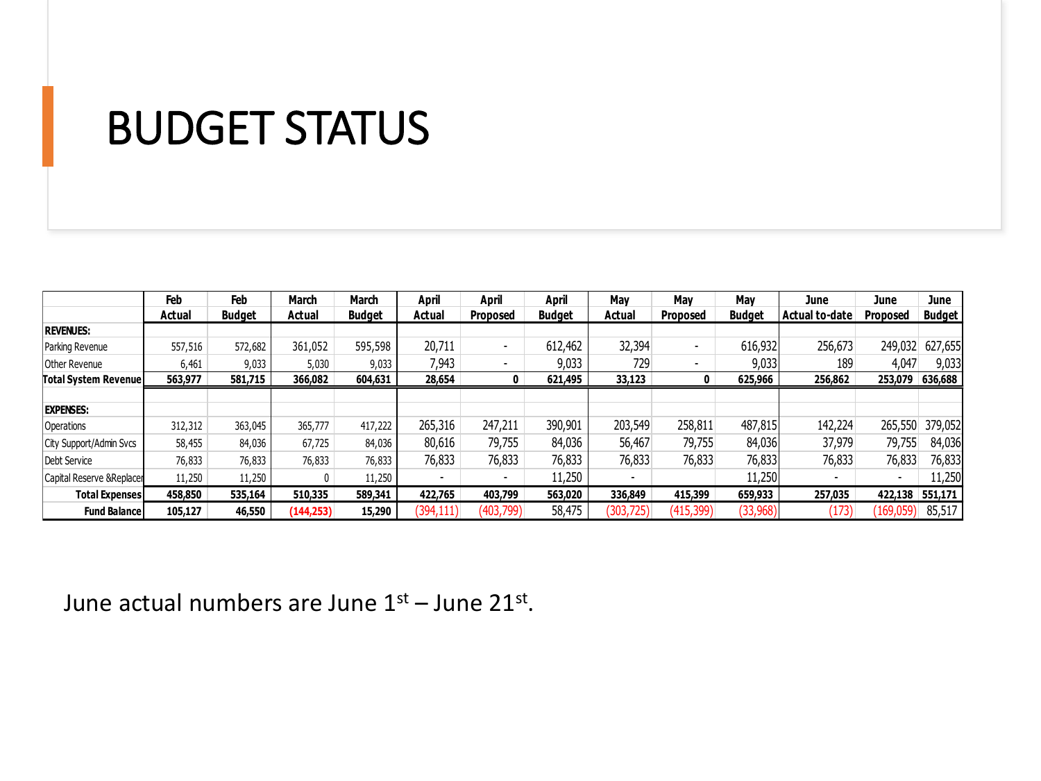# BUDGET STATUS

| | Feb Actual | Feb Budget | March Actual | March Budget | April Actual | April Proposed | April Budget | May Actual | May Proposed | May Budget | June Actual to-date | June Proposed | June Budget |
|---|---|---|---|---|---|---|---|---|---|---|---|---|---|
| **REVENUES:** | | | | | | | | | | | | | |
| Parking Revenue | 557,516 | 572,682 | 361,052 | 595,598 | 20,711 | - | 612,462 | 32,394 | - | 616,932 | 256,673 | 249,032 | 627,655 |
| Other Revenue | 6,461 | 9,033 | 5,030 | 9,033 | 7,943 | - | 9,033 | 729 | - | 9,033 | 189 | 4,047 | 9,033 |
| **Total System Revenue** | **563,977** | **581,715** | **366,082** | **604,631** | **28,654** | **0** | **621,495** | **33,123** | **0** | **625,966** | **256,862** | **253,079** | **636,688** |
| | | | | | | | | | | | | | |
| **EXPENSES:** | | | | | | | | | | | | | |
| Operations | 312,312 | 363,045 | 365,777 | 417,222 | 265,316 | 247,211 | 390,901 | 203,549 | 258,811 | 487,815 | 142,224 | 265,550 | 379,052 |
| City Support/Admin Svcs | 58,455 | 84,036 | 67,725 | 84,036 | 80,616 | 79,755 | 84,036 | 56,467 | 79,755 | 84,036 | 37,979 | 79,755 | 84,036 |
| Debt Service | 76,833 | 76,833 | 76,833 | 76,833 | 76,833 | 76,833 | 76,833 | 76,833 | 76,833 | 76,833 | 76,833 | 76,833 | 76,833 |
| Capital Reserve &Replacer | 11,250 | 11,250 | 0 | 11,250 | - | - | 11,250 | - | | 11,250 | - | - | 11,250 |
| **Total Expenses** | **458,850** | **535,164** | **510,335** | **589,341** | **422,765** | **403,799** | **563,020** | **336,849** | **415,399** | **659,933** | **257,035** | **422,138** | **551,171** |
| **Fund Balance** | **105,127** | **46,550** | **(144,253)** | **15,290** | (394,111) | (403,799) | 58,475 | (303,725) | (415,399) | (33,968) | (173) | (169,059) | 85,517 |

June actual numbers are June 1st – June 21st.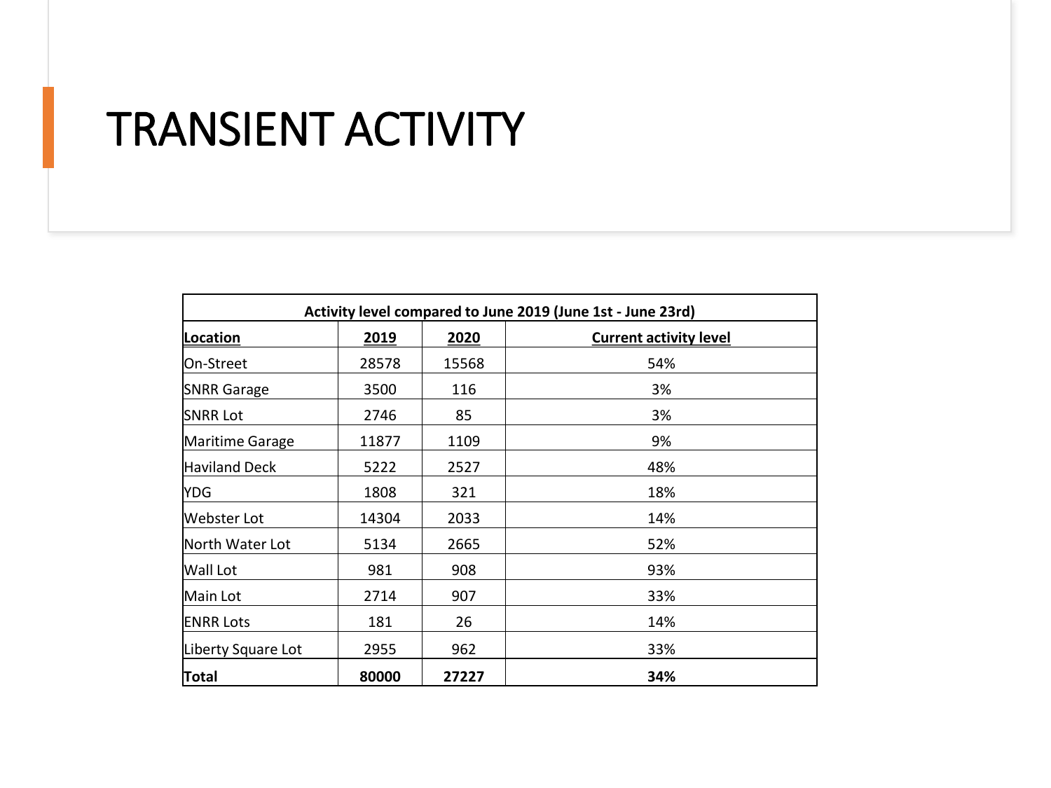# TRANSIENT ACTIVITY

| Activity level compared to June 2019 (June 1st - June 23rd) | | | |
|---|---|---|---|
| **Location** | **2019** | **2020** | **Current activity level** |
| On-Street | 28578 | 15568 | 54% |
| SNRR Garage | 3500 | 116 | 3% |
| SNRR Lot | 2746 | 85 | 3% |
| Maritime Garage | 11877 | 1109 | 9% |
| Haviland Deck | 5222 | 2527 | 48% |
| YDG | 1808 | 321 | 18% |
| Webster Lot | 14304 | 2033 | 14% |
| North Water Lot | 5134 | 2665 | 52% |
| Wall Lot | 981 | 908 | 93% |
| Main Lot | 2714 | 907 | 33% |
| ENRR Lots | 181 | 26 | 14% |
| Liberty Square Lot | 2955 | 962 | 33% |
| **Total** | **80000** | **27227** | **34%** |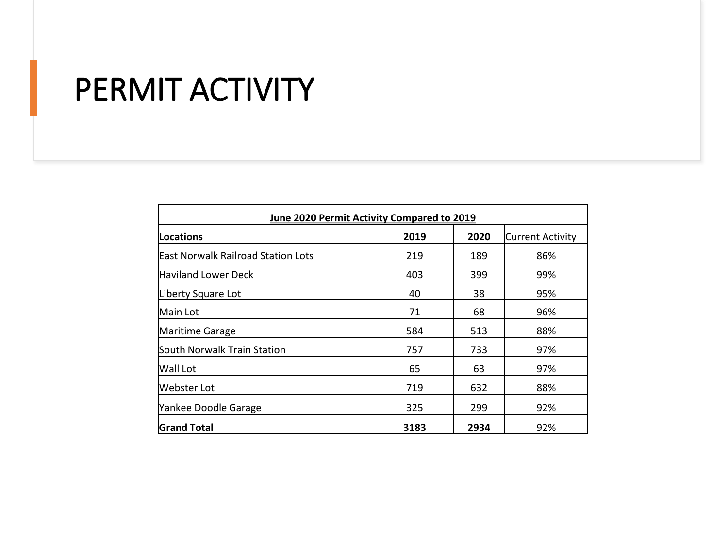# PERMIT ACTIVITY

| **June 2020 Permit Activity Compared to 2019** | | | |
|---|---|---|---|
| **Locations** | **2019** | **2020** | Current Activity |
| East Norwalk Railroad Station Lots | 219 | 189 | 86% |
| Haviland Lower Deck | 403 | 399 | 99% |
| Liberty Square Lot | 40 | 38 | 95% |
| Main Lot | 71 | 68 | 96% |
| Maritime Garage | 584 | 513 | 88% |
| South Norwalk Train Station | 757 | 733 | 97% |
| Wall Lot | 65 | 63 | 97% |
| Webster Lot | 719 | 632 | 88% |
| Yankee Doodle Garage | 325 | 299 | 92% |
| **Grand Total** | **3183** | **2934** | 92% |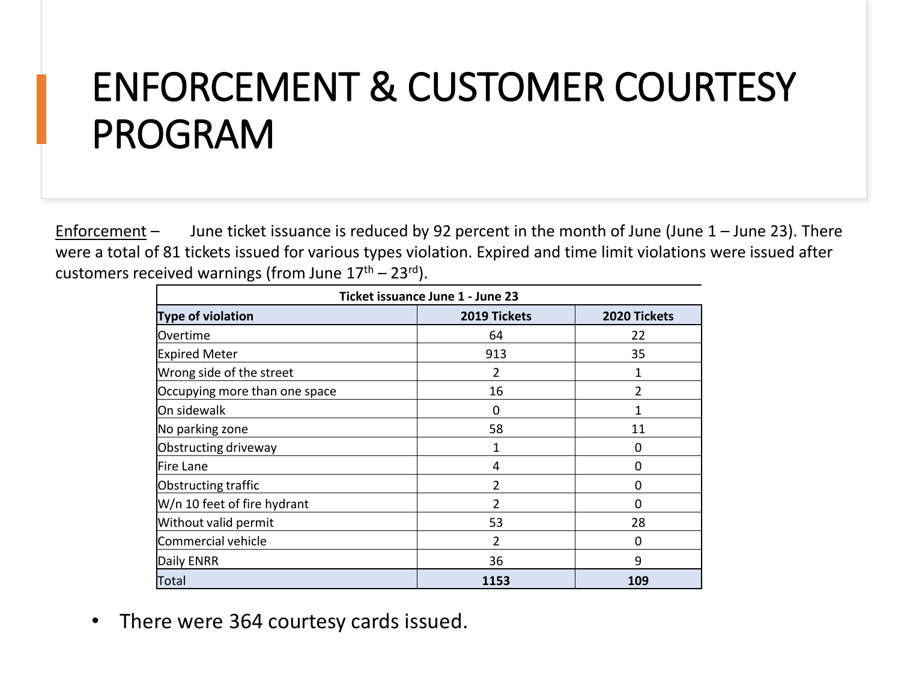# ENFORCEMENT & CUSTOMER COURTESY PROGRAM

Enforcement – June ticket issuance is reduced by 92 percent in the month of June (June 1 – June 23). There were a total of 81 tickets issued for various types violation. Expired and time limit violations were issued after customers received warnings (from June 17th – 23rd).

| Ticket issuance June 1 - June 23 | | |
|---|---|---|
| **Type of violation** | **2019 Tickets** | **2020 Tickets** |
| Overtime | 64 | 22 |
| Expired Meter | 913 | 35 |
| Wrong side of the street | 2 | 1 |
| Occupying more than one space | 16 | 2 |
| On sidewalk | 0 | 1 |
| No parking zone | 58 | 11 |
| Obstructing driveway | 1 | 0 |
| Fire Lane | 4 | 0 |
| Obstructing traffic | 2 | 0 |
| W/n 10 feet of fire hydrant | 2 | 0 |
| Without valid permit | 53 | 28 |
| Commercial vehicle | 2 | 0 |
| Daily ENRR | 36 | 9 |
| Total | **1153** | **109** |

- There were 364 courtesy cards issued.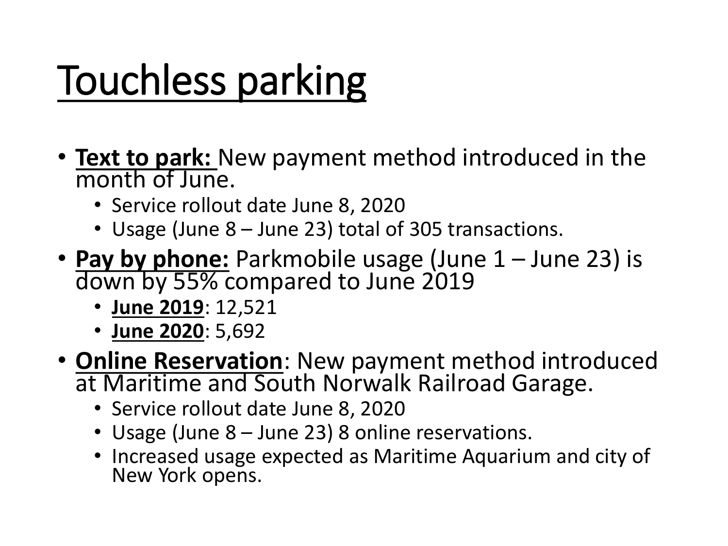# Touchless parking

- **Text to park:** New payment method introduced in the month of June.
  - Service rollout date June 8, 2020
  - Usage (June 8 – June 23) total of 305 transactions.
- **Pay by phone:** Parkmobile usage (June 1 – June 23) is down by 55% compared to June 2019
  - **June 2019**: 12,521
  - **June 2020**: 5,692
- **Online Reservation**: New payment method introduced at Maritime and South Norwalk Railroad Garage.
  - Service rollout date June 8, 2020
  - Usage (June 8 – June 23) 8 online reservations.
  - Increased usage expected as Maritime Aquarium and city of New York opens.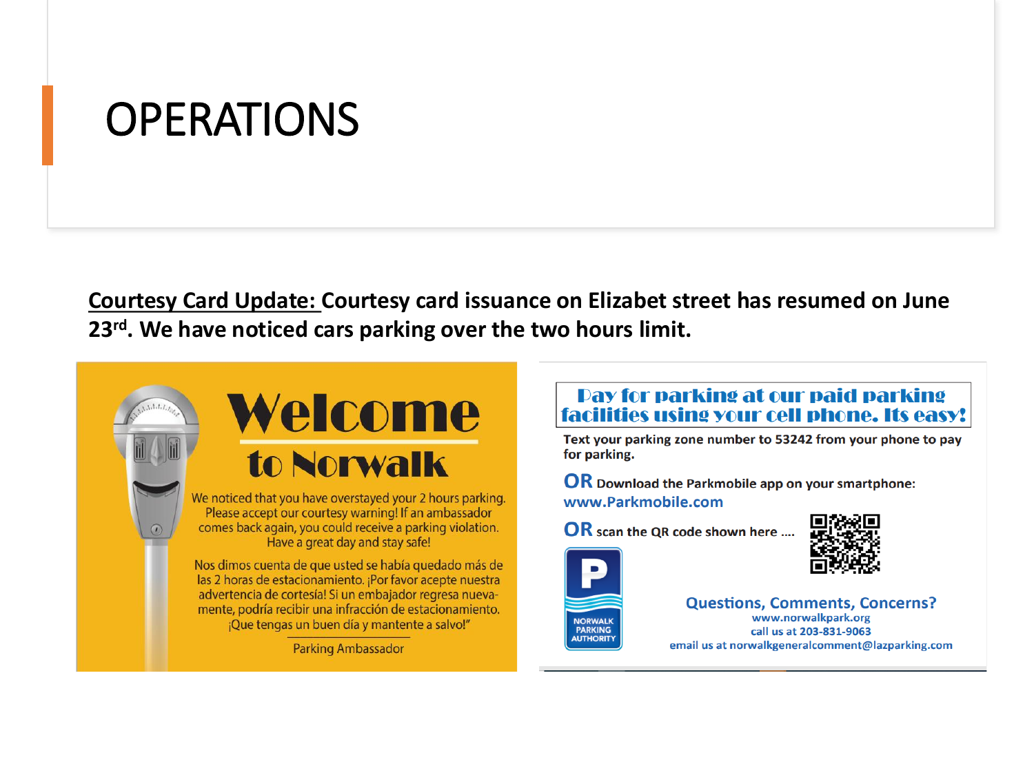# OPERATIONS

<u>Courtesy Card Update:</u> **Courtesy card issuance on Elizabet street has resumed on June 23rd. We have noticed cars parking over the two hours limit.**

**Welcome to Norwalk**

We noticed that you have overstayed your 2 hours parking. Please accept our courtesy warning! If an ambassador comes back again, you could receive a parking violation. Have a great day and stay safe!

Nos dimos cuenta de que usted se había quedado más de las 2 horas de estacionamiento. ¡Por favor acepte nuestra advertencia de cortesía! Si un embajador regresa nuevamente, podría recibir una infracción de estacionamiento. ¡Que tengas un buen día y mantente a salvo!"

Parking Ambassador

**Pay for parking at our paid parking facilities using your cell phone. Its easy!**

Text your parking zone number to 53242 from your phone to pay for parking.

**OR** Download the Parkmobile app on your smartphone: www.Parkmobile.com

**OR** scan the QR code shown here ....

NORWALK PARKING AUTHORITY

**Questions, Comments, Concerns?**
www.norwalkpark.org
call us at 203-831-9063
email us at norwalkgeneralcomment@lazparking.com